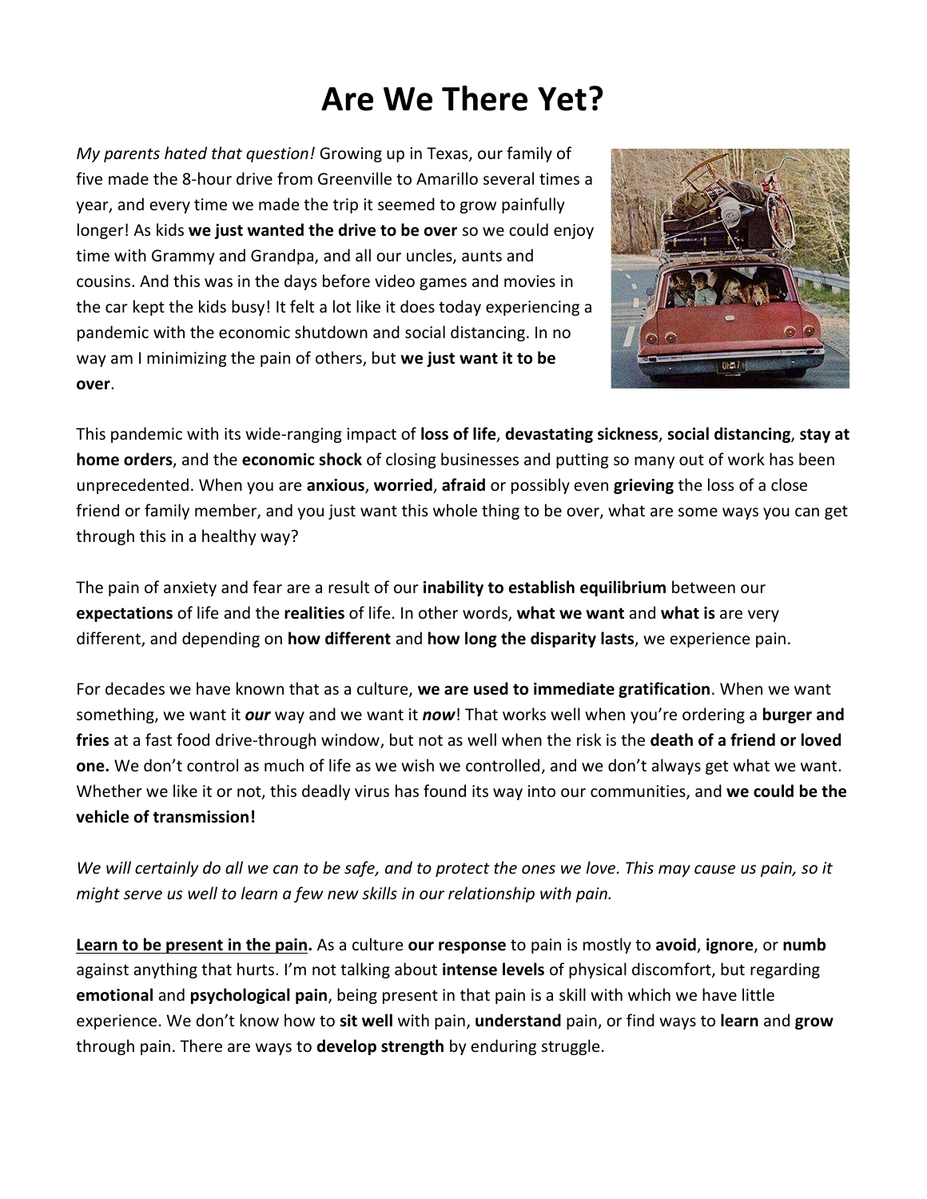# Are We There Yet?

*My parents hated that question!* Growing up in Texas, our family of five made the 8-hour drive from Greenville to Amarillo several times a year, and every time we made the trip it seemed to grow painfully longer! As kids **we just wanted the drive to be over** so we could enjoy time with Grammy and Grandpa, and all our uncles, aunts and cousins. And this was in the days before video games and movies in the car kept the kids busy! It felt a lot like it does today experiencing a pandemic with the economic shutdown and social distancing. In no way am I minimizing the pain of others, but **we just want it to be over**.

This pandemic with its wide-ranging impact of **loss of life**, **devastating sickness**, **social distancing**, **stay at home orders**, and the **economic shock** of closing businesses and putting so many out of work has been unprecedented. When you are **anxious**, **worried**, **afraid** or possibly even **grieving** the loss of a close friend or family member, and you just want this whole thing to be over, what are some ways you can get through this in a healthy way?

The pain of anxiety and fear are a result of our **inability to establish equilibrium** between our **expectations** of life and the **realities** of life. In other words, **what we want** and **what is** are very different, and depending on **how different** and **how long the disparity lasts**, we experience pain.

For decades we have known that as a culture, **we are used to immediate gratification**. When we want something, we want it ***our*** way and we want it ***now***! That works well when you're ordering a **burger and fries** at a fast food drive-through window, but not as well when the risk is the **death of a friend or loved one.** We don't control as much of life as we wish we controlled, and we don't always get what we want. Whether we like it or not, this deadly virus has found its way into our communities, and **we could be the vehicle of transmission!**

*We will certainly do all we can to be safe, and to protect the ones we love. This may cause us pain, so it might serve us well to learn a few new skills in our relationship with pain.*

<u>**Learn to be present in the pain.**</u> As a culture **our response** to pain is mostly to **avoid**, **ignore**, or **numb** against anything that hurts. I'm not talking about **intense levels** of physical discomfort, but regarding **emotional** and **psychological pain**, being present in that pain is a skill with which we have little experience. We don't know how to **sit well** with pain, **understand** pain, or find ways to **learn** and **grow** through pain. There are ways to **develop strength** by enduring struggle.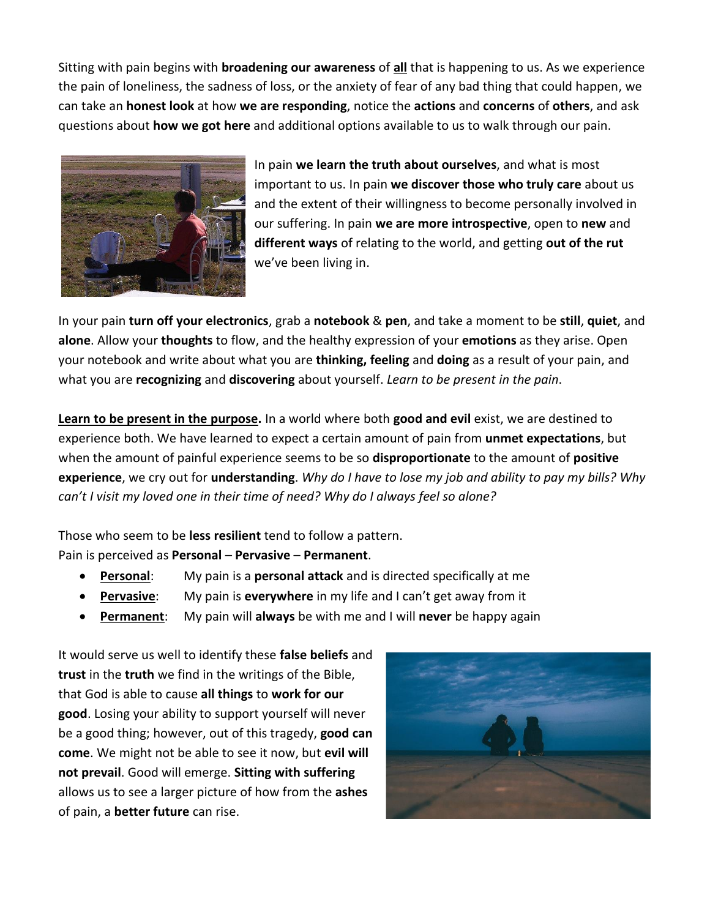Sitting with pain begins with **broadening our awareness** of **all** that is happening to us. As we experience the pain of loneliness, the sadness of loss, or the anxiety of fear of any bad thing that could happen, we can take an **honest look** at how **we are responding**, notice the **actions** and **concerns** of **others**, and ask questions about **how we got here** and additional options available to us to walk through our pain.

In pain **we learn the truth about ourselves**, and what is most important to us. In pain **we discover those who truly care** about us and the extent of their willingness to become personally involved in our suffering. In pain **we are more introspective**, open to **new** and **different ways** of relating to the world, and getting **out of the rut** we've been living in.

In your pain **turn off your electronics**, grab a **notebook** & **pen**, and take a moment to be **still**, **quiet**, and **alone**. Allow your **thoughts** to flow, and the healthy expression of your **emotions** as they arise. Open your notebook and write about what you are **thinking, feeling** and **doing** as a result of your pain, and what you are **recognizing** and **discovering** about yourself. *Learn to be present in the pain*.

**Learn to be present in the purpose.** In a world where both **good and evil** exist, we are destined to experience both. We have learned to expect a certain amount of pain from **unmet expectations**, but when the amount of painful experience seems to be so **disproportionate** to the amount of **positive experience**, we cry out for **understanding**. *Why do I have to lose my job and ability to pay my bills? Why can't I visit my loved one in their time of need? Why do I always feel so alone?*

Those who seem to be **less resilient** tend to follow a pattern.
Pain is perceived as **Personal** – **Pervasive** – **Permanent**.

- **Personal**: My pain is a **personal attack** and is directed specifically at me
- **Pervasive**: My pain is **everywhere** in my life and I can't get away from it
- **Permanent**: My pain will **always** be with me and I will **never** be happy again

It would serve us well to identify these **false beliefs** and **trust** in the **truth** we find in the writings of the Bible, that God is able to cause **all things** to **work for our good**. Losing your ability to support yourself will never be a good thing; however, out of this tragedy, **good can come**. We might not be able to see it now, but **evil will not prevail**. Good will emerge. **Sitting with suffering** allows us to see a larger picture of how from the **ashes** of pain, a **better future** can rise.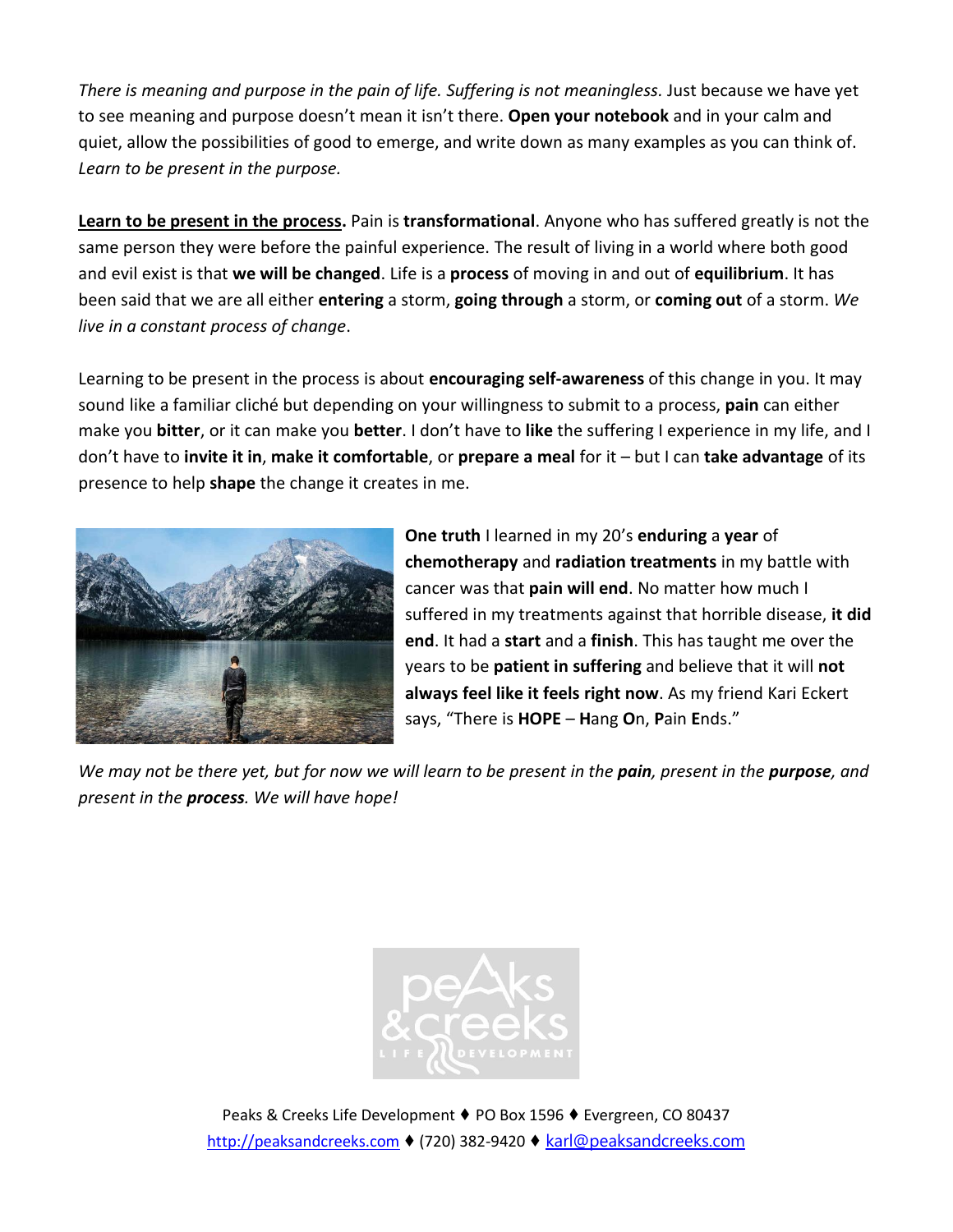*There is meaning and purpose in the pain of life. Suffering is not meaningless.* Just because we have yet to see meaning and purpose doesn't mean it isn't there. **Open your notebook** and in your calm and quiet, allow the possibilities of good to emerge, and write down as many examples as you can think of. *Learn to be present in the purpose.*

<u>**Learn to be present in the process.**</u> Pain is **transformational**. Anyone who has suffered greatly is not the same person they were before the painful experience. The result of living in a world where both good and evil exist is that **we will be changed**. Life is a **process** of moving in and out of **equilibrium**. It has been said that we are all either **entering** a storm, **going through** a storm, or **coming out** of a storm. *We live in a constant process of change*.

Learning to be present in the process is about **encouraging self-awareness** of this change in you. It may sound like a familiar cliché but depending on your willingness to submit to a process, **pain** can either make you **bitter**, or it can make you **better**. I don't have to **like** the suffering I experience in my life, and I don't have to **invite it in**, **make it comfortable**, or **prepare a meal** for it – but I can **take advantage** of its presence to help **shape** the change it creates in me.

**One truth** I learned in my 20's **enduring** a **year** of **chemotherapy** and **radiation treatments** in my battle with cancer was that **pain will end**. No matter how much I suffered in my treatments against that horrible disease, **it did end**. It had a **start** and a **finish**. This has taught me over the years to be **patient in suffering** and believe that it will **not always feel like it feels right now**. As my friend Kari Eckert says, "There is **HOPE** – **H**ang **O**n, **P**ain **E**nds."

*We may not be there yet, but for now we will learn to be present in the **pain**, present in the **purpose**, and present in the **process**. We will have hope!*

Peaks & Creeks Life Development ♦ PO Box 1596 ♦ Evergreen, CO 80437
http://peaksandcreeks.com ♦ (720) 382-9420 ♦ karl@peaksandcreeks.com